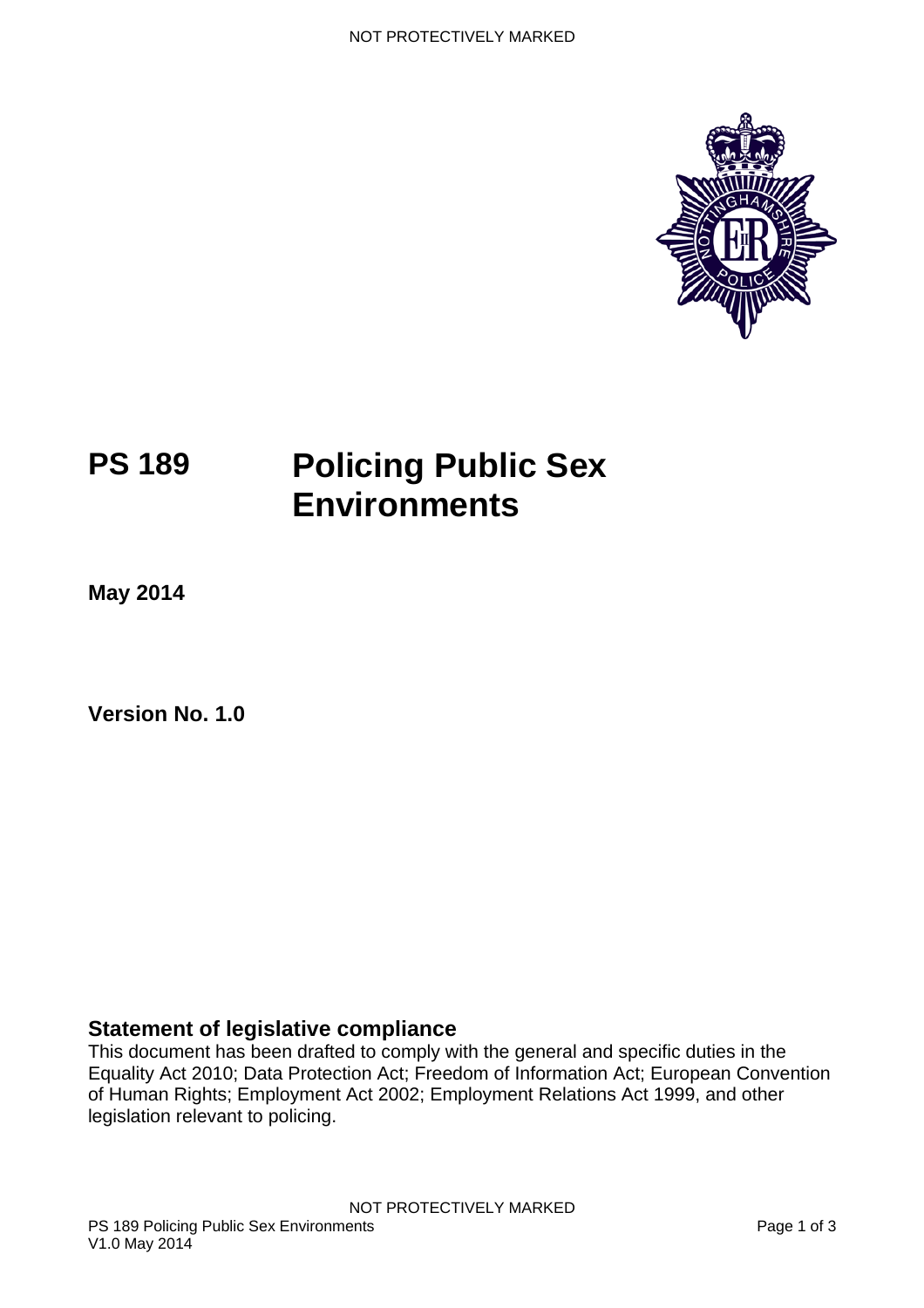# PS 189 Policing Public Sex Environments

**May 2014**

**Version No. 1.0**

## Statement of legislative compliance

This document has been drafted to comply with the general and specific duties in the Equality Act 2010; Data Protection Act; Freedom of Information Act; European Convention of Human Rights; Employment Act 2002; Employment Relations Act 1999, and other legislation relevant to policing.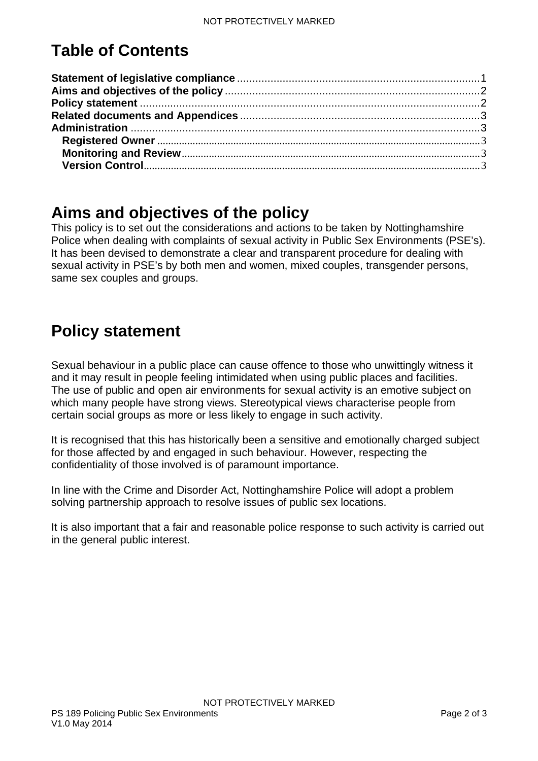# Table of Contents

**Statement of legislative compliance** ................................................................................1
**Aims and objectives of the policy** ....................................................................................2
**Policy statement** ................................................................................................................2
**Related documents and Appendices** ...............................................................................3
**Administration** ..................................................................................................................3
- **Registered Owner** ..........................................................................................................3
- **Monitoring and Review** ..................................................................................................3
- **Version Control** ..............................................................................................................3

# Aims and objectives of the policy

This policy is to set out the considerations and actions to be taken by Nottinghamshire Police when dealing with complaints of sexual activity in Public Sex Environments (PSE's). It has been devised to demonstrate a clear and transparent procedure for dealing with sexual activity in PSE's by both men and women, mixed couples, transgender persons, same sex couples and groups.

# Policy statement

Sexual behaviour in a public place can cause offence to those who unwittingly witness it and it may result in people feeling intimidated when using public places and facilities. The use of public and open air environments for sexual activity is an emotive subject on which many people have strong views. Stereotypical views characterise people from certain social groups as more or less likely to engage in such activity.

It is recognised that this has historically been a sensitive and emotionally charged subject for those affected by and engaged in such behaviour. However, respecting the confidentiality of those involved is of paramount importance.

In line with the Crime and Disorder Act, Nottinghamshire Police will adopt a problem solving partnership approach to resolve issues of public sex locations.

It is also important that a fair and reasonable police response to such activity is carried out in the general public interest.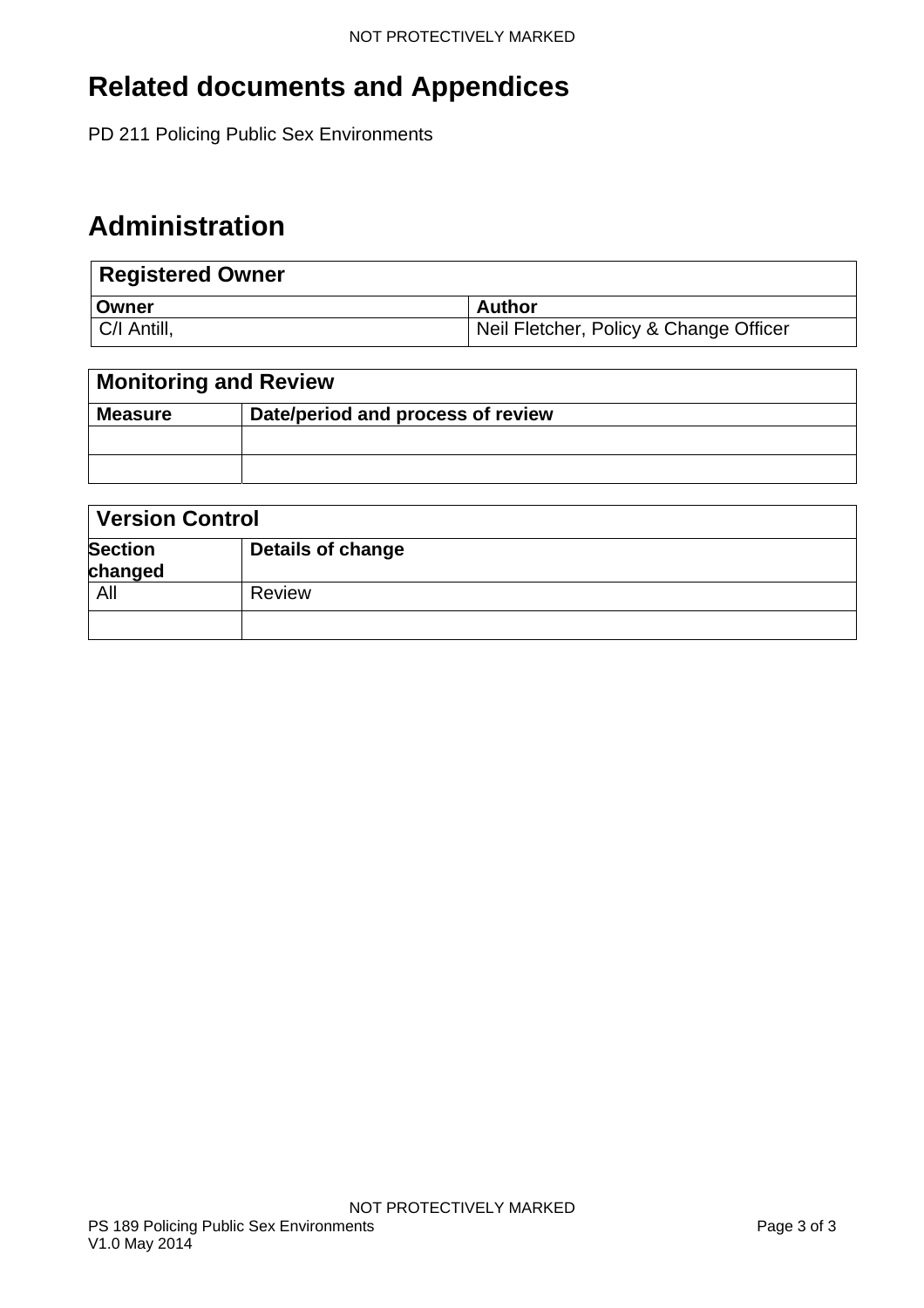# Related documents and Appendices

PD 211 Policing Public Sex Environments

# Administration

| Registered Owner | |
|---|---|
| **Owner** | **Author** |
| C/I Antill, | Neil Fletcher, Policy & Change Officer |

| Monitoring and Review | |
|---|---|
| **Measure** | **Date/period and process of review** |
| | |
| | |

| Version Control | |
|---|---|
| **Section changed** | **Details of change** |
| All | Review |
| | |